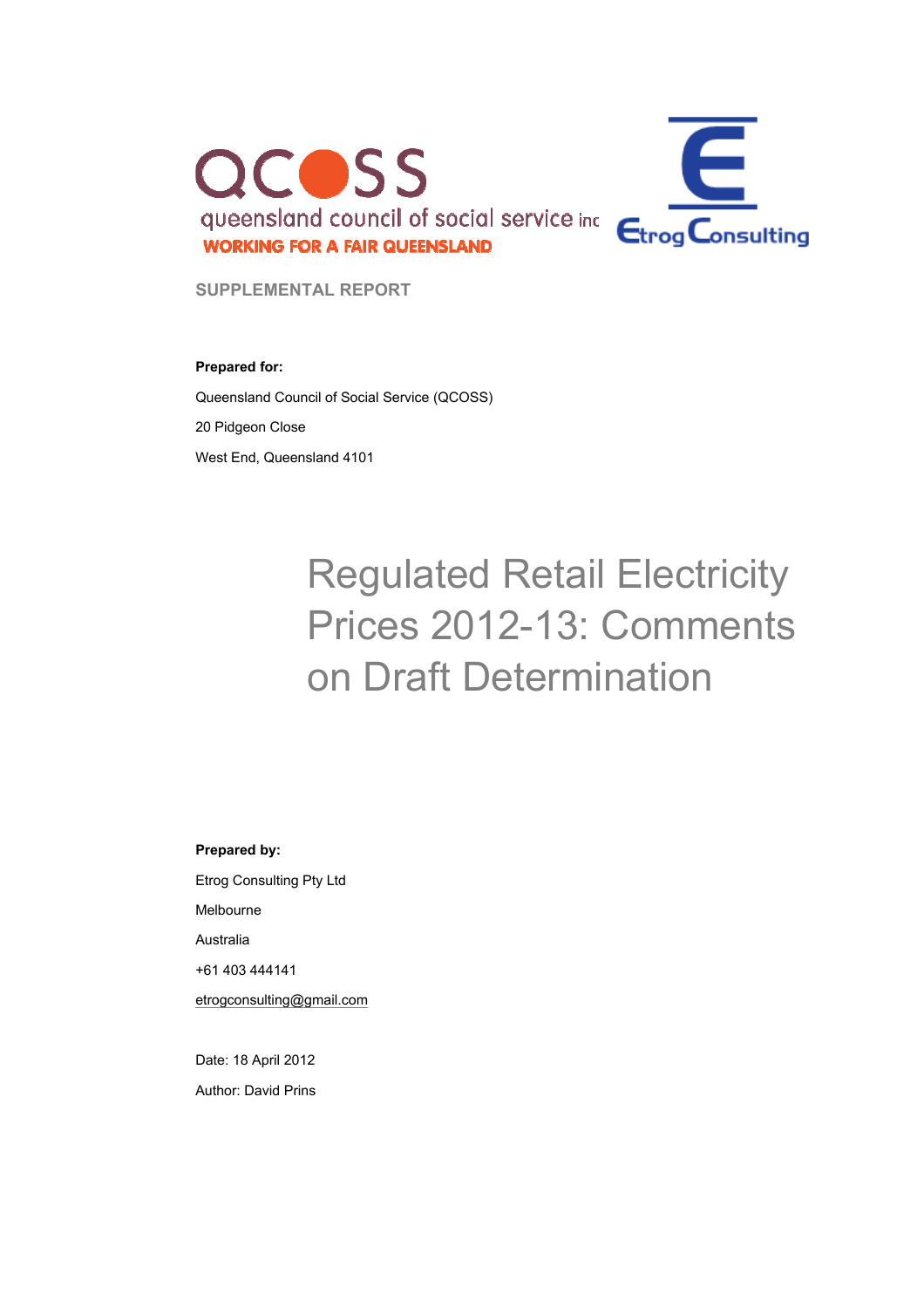QCOSS

queensland council of social service inc

WORKING FOR A FAIR QUEENSLAND

Etrog Consulting

SUPPLEMENTAL REPORT

**Prepared for:**

Queensland Council of Social Service (QCOSS)

20 Pidgeon Close

West End, Queensland 4101

# Regulated Retail Electricity Prices 2012-13: Comments on Draft Determination

**Prepared by:**

Etrog Consulting Pty Ltd

Melbourne

Australia

+61 403 444141

etrogconsulting@gmail.com

Date: 18 April 2012

Author: David Prins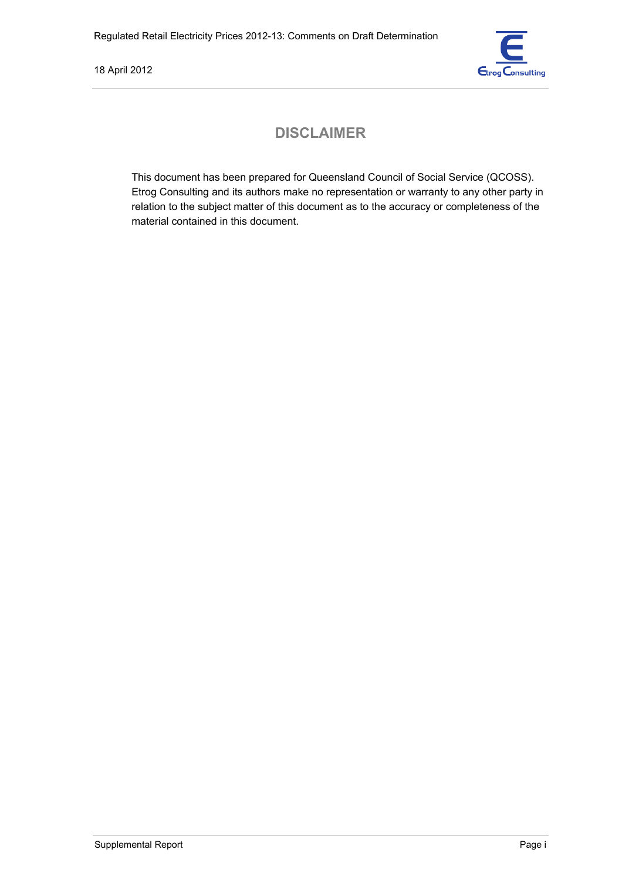## DISCLAIMER

This document has been prepared for Queensland Council of Social Service (QCOSS). Etrog Consulting and its authors make no representation or warranty to any other party in relation to the subject matter of this document as to the accuracy or completeness of the material contained in this document.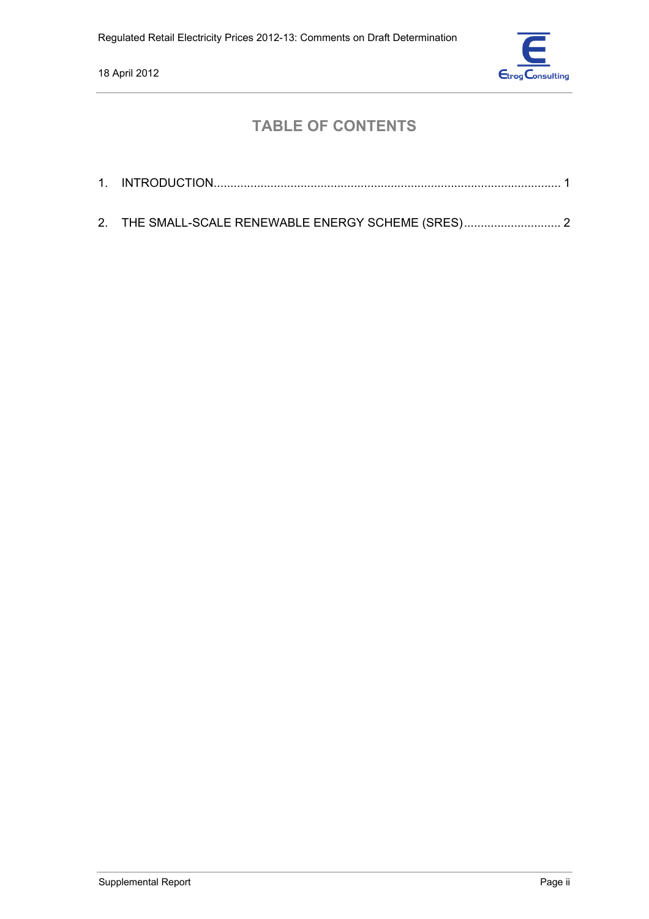# TABLE OF CONTENTS

1. INTRODUCTION........................................................................................................ 1

2. THE SMALL-SCALE RENEWABLE ENERGY SCHEME (SRES)............................. 2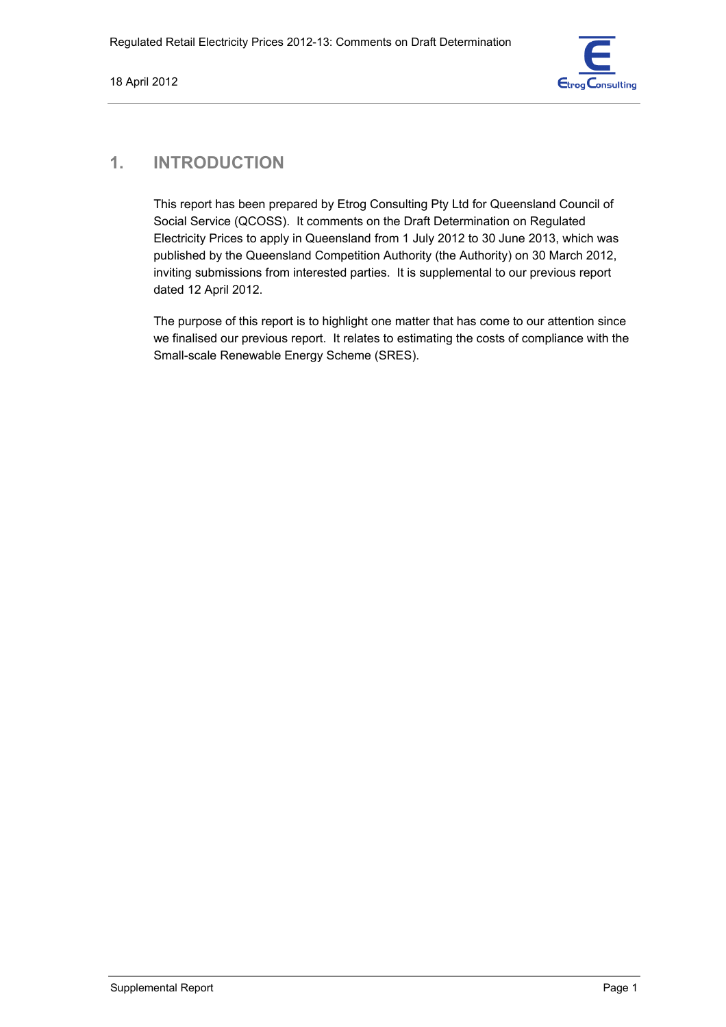# 1. INTRODUCTION

This report has been prepared by Etrog Consulting Pty Ltd for Queensland Council of Social Service (QCOSS). It comments on the Draft Determination on Regulated Electricity Prices to apply in Queensland from 1 July 2012 to 30 June 2013, which was published by the Queensland Competition Authority (the Authority) on 30 March 2012, inviting submissions from interested parties. It is supplemental to our previous report dated 12 April 2012.

The purpose of this report is to highlight one matter that has come to our attention since we finalised our previous report. It relates to estimating the costs of compliance with the Small-scale Renewable Energy Scheme (SRES).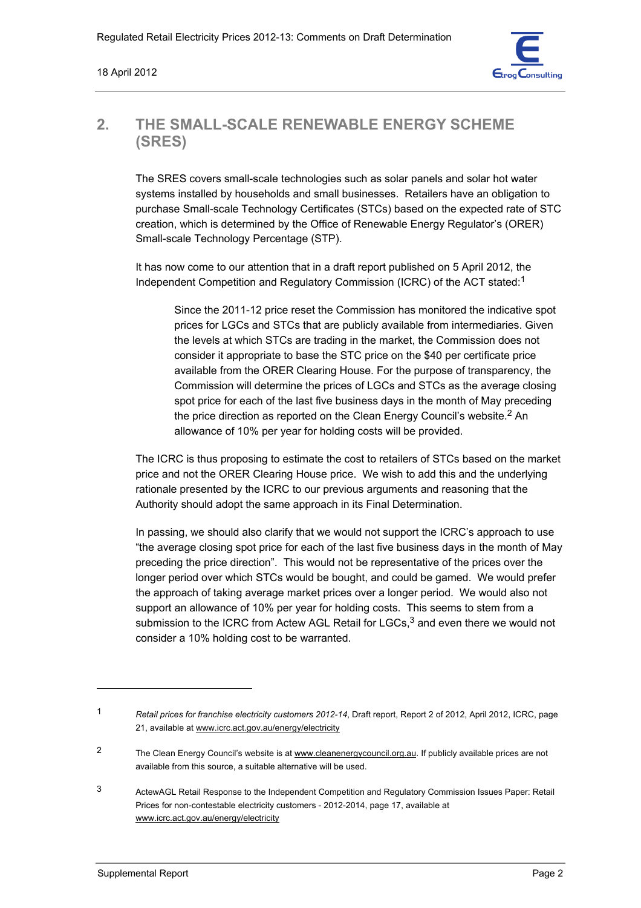## 2. THE SMALL-SCALE RENEWABLE ENERGY SCHEME (SRES)

The SRES covers small-scale technologies such as solar panels and solar hot water systems installed by households and small businesses. Retailers have an obligation to purchase Small-scale Technology Certificates (STCs) based on the expected rate of STC creation, which is determined by the Office of Renewable Energy Regulator's (ORER) Small-scale Technology Percentage (STP).

It has now come to our attention that in a draft report published on 5 April 2012, the Independent Competition and Regulatory Commission (ICRC) of the ACT stated:[1]

> Since the 2011-12 price reset the Commission has monitored the indicative spot prices for LGCs and STCs that are publicly available from intermediaries. Given the levels at which STCs are trading in the market, the Commission does not consider it appropriate to base the STC price on the $40 per certificate price available from the ORER Clearing House. For the purpose of transparency, the Commission will determine the prices of LGCs and STCs as the average closing spot price for each of the last five business days in the month of May preceding the price direction as reported on the Clean Energy Council's website.[2] An allowance of 10% per year for holding costs will be provided.

The ICRC is thus proposing to estimate the cost to retailers of STCs based on the market price and not the ORER Clearing House price. We wish to add this and the underlying rationale presented by the ICRC to our previous arguments and reasoning that the Authority should adopt the same approach in its Final Determination.

In passing, we should also clarify that we would not support the ICRC's approach to use "the average closing spot price for each of the last five business days in the month of May preceding the price direction". This would not be representative of the prices over the longer period over which STCs would be bought, and could be gamed. We would prefer the approach of taking average market prices over a longer period. We would also not support an allowance of 10% per year for holding costs. This seems to stem from a submission to the ICRC from Actew AGL Retail for LGCs,[3] and even there we would not consider a 10% holding cost to be warranted.

---

1 *Retail prices for franchise electricity customers 2012-14*, Draft report, Report 2 of 2012, April 2012, ICRC, page 21, available at www.icrc.act.gov.au/energy/electricity

2 The Clean Energy Council's website is at www.cleanenergycouncil.org.au. If publicly available prices are not available from this source, a suitable alternative will be used.

3 ActewAGL Retail Response to the Independent Competition and Regulatory Commission Issues Paper: Retail Prices for non-contestable electricity customers - 2012-2014, page 17, available at www.icrc.act.gov.au/energy/electricity